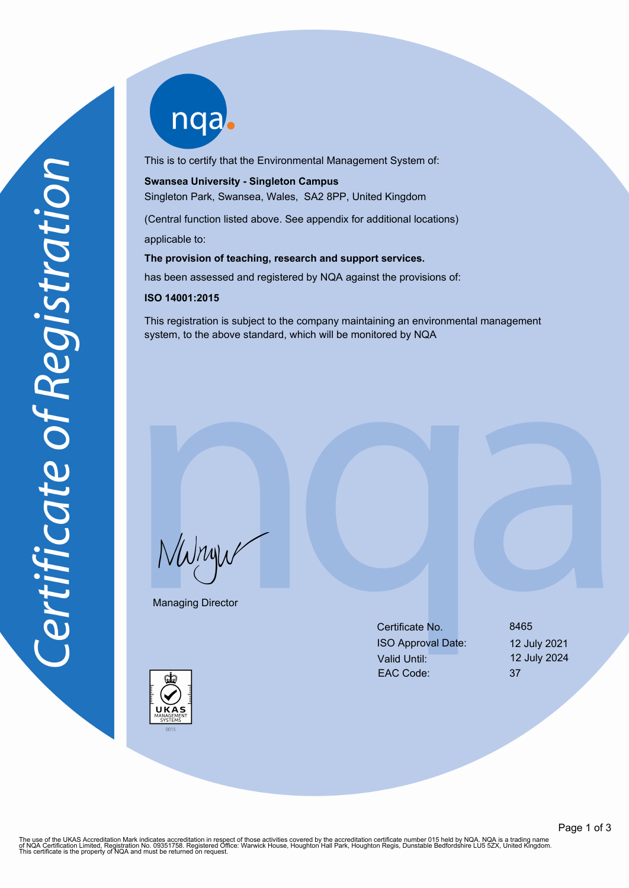# Certificate of Registration

This is to certify that the Environmental Management System of:

**Swansea University - Singleton Campus**
Singleton Park, Swansea, Wales, SA2 8PP, United Kingdom

(Central function listed above. See appendix for additional locations)

applicable to:

**The provision of teaching, research and support services.**

has been assessed and registered by NQA against the provisions of:

**ISO 14001:2015**

This registration is subject to the company maintaining an environmental management system, to the above standard, which will be monitored by NQA

Managing Director

| | |
|---|---|
| Certificate No. | 8465 |
| ISO Approval Date: | 12 July 2021 |
| Valid Until: | 12 July 2024 |
| EAC Code: | 37 |

UKAS MANAGEMENT SYSTEMS 0015

The use of the UKAS Accreditation Mark indicates accreditation in respect of those activities covered by the accreditation certificate number 015 held by NQA. NQA is a trading name of NQA Certification Limited, Registration No. 09351758. Registered Office: Warwick House, Houghton Hall Park, Houghton Regis, Dunstable Bedfordshire LU5 5ZX, United Kingdom. This certificate is the property of NQA and must be returned on request.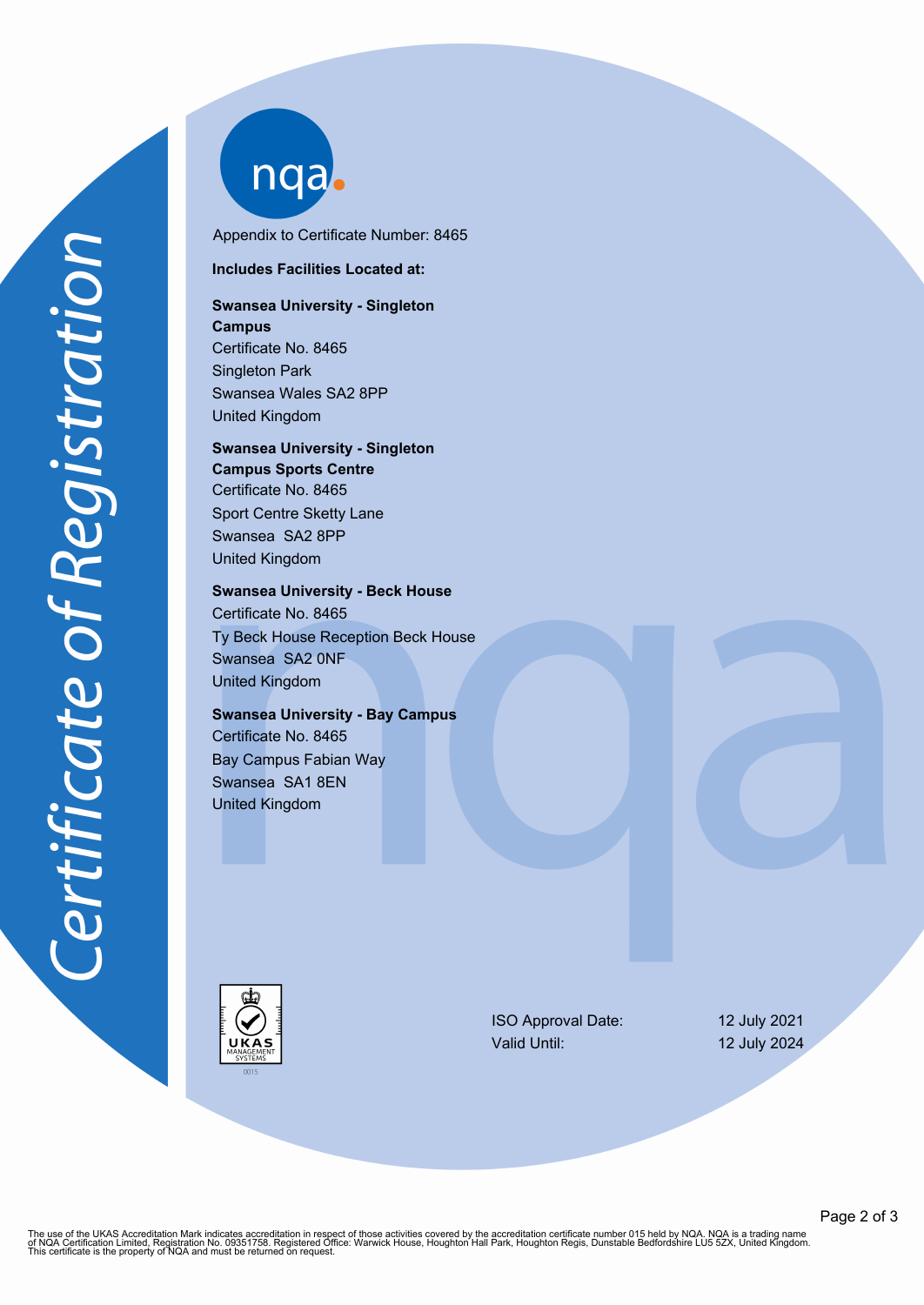*Certificate of Registration*

nqa

Appendix to Certificate Number: 8465

**Includes Facilities Located at:**

**Swansea University - Singleton Campus**
Certificate No. 8465
Singleton Park
Swansea Wales SA2 8PP
United Kingdom

**Swansea University - Singleton Campus Sports Centre**
Certificate No. 8465
Sport Centre Sketty Lane
Swansea SA2 8PP
United Kingdom

**Swansea University - Beck House**
Certificate No. 8465
Ty Beck House Reception Beck House
Swansea SA2 0NF
United Kingdom

**Swansea University - Bay Campus**
Certificate No. 8465
Bay Campus Fabian Way
Swansea SA1 8EN
United Kingdom

UKAS MANAGEMENT SYSTEMS 0015

| | |
|---|---|
| ISO Approval Date: | 12 July 2021 |
| Valid Until: | 12 July 2024 |

The use of the UKAS Accreditation Mark indicates accreditation in respect of those activities covered by the accreditation certificate number 015 held by NQA. NQA is a trading name of NQA Certification Limited, Registration No. 09351758. Registered Office: Warwick House, Houghton Hall Park, Houghton Regis, Dunstable Bedfordshire LU5 5ZX, United Kingdom. This certificate is the property of NQA and must be returned on request.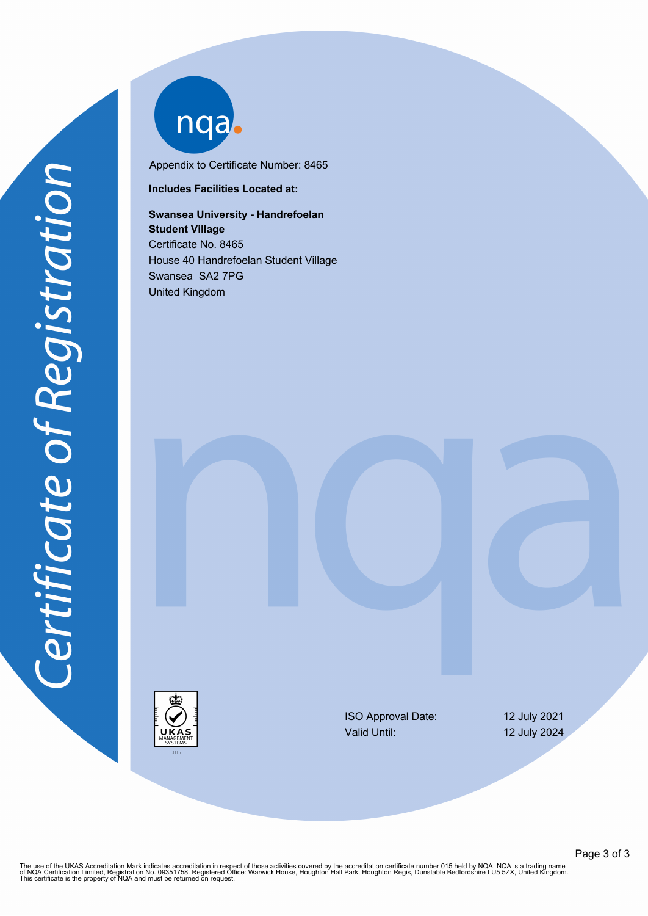*Certificate of Registration*

nqa

Appendix to Certificate Number: 8465

**Includes Facilities Located at:**

**Swansea University - Handrefoelan Student Village**
Certificate No. 8465
House 40 Handrefoelan Student Village
Swansea SA2 7PG
United Kingdom

UKAS MANAGEMENT SYSTEMS
0015

| | |
|---|---|
| ISO Approval Date: | 12 July 2021 |
| Valid Until: | 12 July 2024 |

The use of the UKAS Accreditation Mark indicates accreditation in respect of those activities covered by the accreditation certificate number 015 held by NQA. NQA is a trading name of NQA Certification Limited, Registration No. 09351758. Registered Office: Warwick House, Houghton Hall Park, Houghton Regis, Dunstable Bedfordshire LU5 5ZX, United Kingdom. This certificate is the property of NQA and must be returned on request.